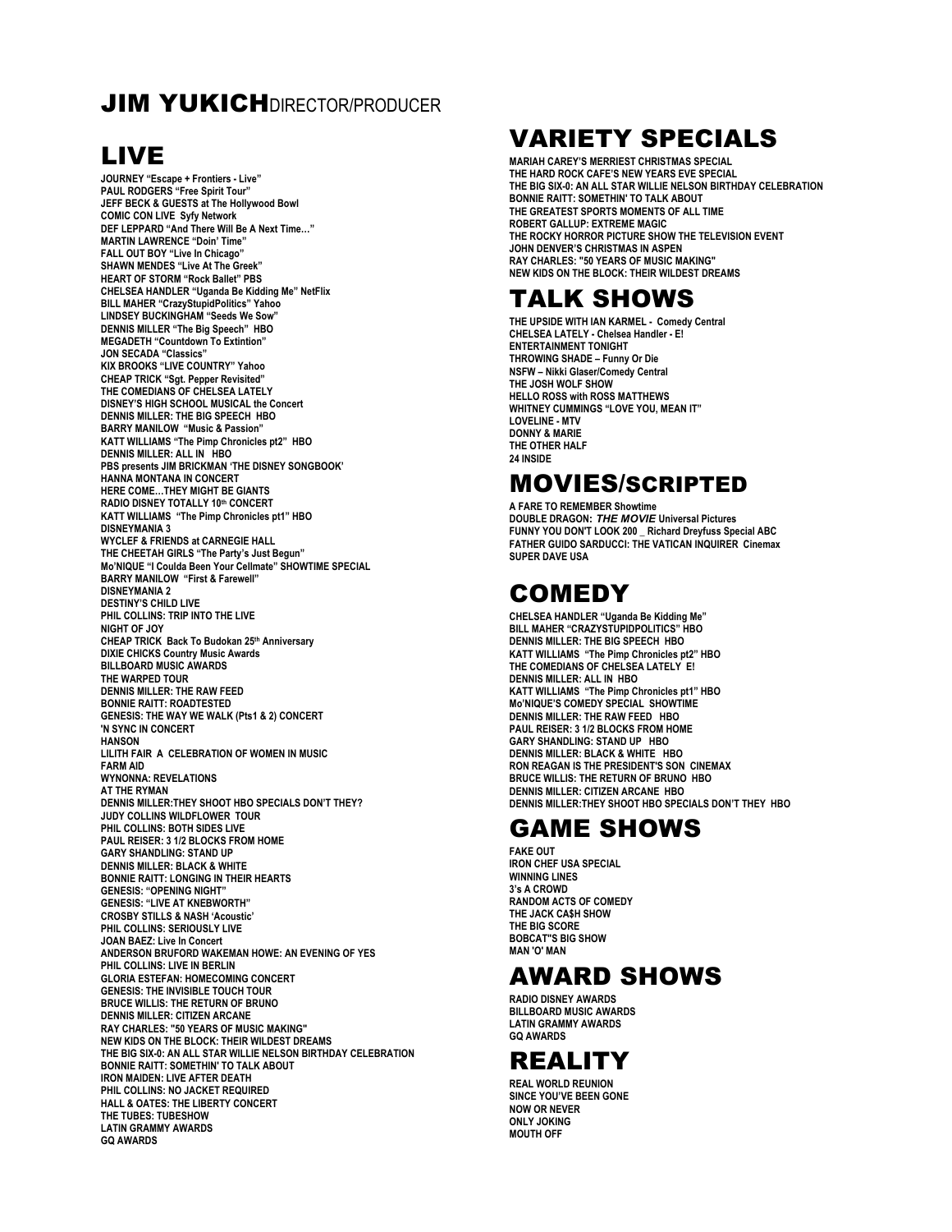# JIM YUKICH DIRECTOR/PRODUCER

## LIVE

JOURNEY "Escape + Frontiers - Live"
PAUL RODGERS "Free Spirit Tour"
JEFF BECK & GUESTS at The Hollywood Bowl
COMIC CON LIVE Syfy Network
DEF LEPPARD "And There Will Be A Next Time…"
MARTIN LAWRENCE "Doin' Time"
FALL OUT BOY "Live In Chicago"
SHAWN MENDES "Live At The Greek"
HEART OF STORM "Rock Ballet" PBS
CHELSEA HANDLER "Uganda Be Kidding Me" NetFlix
BILL MAHER "CrazyStupidPolitics" Yahoo
LINDSEY BUCKINGHAM "Seeds We Sow"
DENNIS MILLER "The Big Speech" HBO
MEGADETH "Countdown To Extintion"
JON SECADA "Classics"
KIX BROOKS "LIVE COUNTRY" Yahoo
CHEAP TRICK "Sgt. Pepper Revisited"
THE COMEDIANS OF CHELSEA LATELY
DISNEY'S HIGH SCHOOL MUSICAL the Concert
DENNIS MILLER: THE BIG SPEECH HBO
BARRY MANILOW "Music & Passion"
KATT WILLIAMS "The Pimp Chronicles pt2" HBO
DENNIS MILLER: ALL IN HBO
PBS presents JIM BRICKMAN 'THE DISNEY SONGBOOK'
HANNA MONTANA IN CONCERT
HERE COME…THEY MIGHT BE GIANTS
RADIO DISNEY TOTALLY 10th CONCERT
KATT WILLIAMS "The Pimp Chronicles pt1" HBO
DISNEYMANIA 3
WYCLEF & FRIENDS at CARNEGIE HALL
THE CHEETAH GIRLS "The Party's Just Begun"
Mo'NIQUE "I Coulda Been Your Cellmate" SHOWTIME SPECIAL
BARRY MANILOW "First & Farewell"
DISNEYMANIA 2
DESTINY'S CHILD LIVE
PHIL COLLINS: TRIP INTO THE LIVE
NIGHT OF JOY
CHEAP TRICK Back To Budokan 25th Anniversary
DIXIE CHICKS Country Music Awards
BILLBOARD MUSIC AWARDS
THE WARPED TOUR
DENNIS MILLER: THE RAW FEED
BONNIE RAITT: ROADTESTED
GENESIS: THE WAY WE WALK (Pts1 & 2) CONCERT
'N SYNC IN CONCERT
HANSON
LILITH FAIR A CELEBRATION OF WOMEN IN MUSIC
FARM AID
WYNONNA: REVELATIONS
AT THE RYMAN
DENNIS MILLER:THEY SHOOT HBO SPECIALS DON'T THEY?
JUDY COLLINS WILDFLOWER TOUR
PHIL COLLINS: BOTH SIDES LIVE
PAUL REISER: 3 1/2 BLOCKS FROM HOME
GARY SHANDLING: STAND UP
DENNIS MILLER: BLACK & WHITE
BONNIE RAITT: LONGING IN THEIR HEARTS
GENESIS: "OPENING NIGHT"
GENESIS: "LIVE AT KNEBWORTH"
CROSBY STILLS & NASH 'Acoustic'
PHIL COLLINS: SERIOUSLY LIVE
JOAN BAEZ: Live In Concert
ANDERSON BRUFORD WAKEMAN HOWE: AN EVENING OF YES
PHIL COLLINS: LIVE IN BERLIN
GLORIA ESTEFAN: HOMECOMING CONCERT
GENESIS: THE INVISIBLE TOUCH TOUR
BRUCE WILLIS: THE RETURN OF BRUNO
DENNIS MILLER: CITIZEN ARCANE
RAY CHARLES: "50 YEARS OF MUSIC MAKING"
NEW KIDS ON THE BLOCK: THEIR WILDEST DREAMS
THE BIG SIX-0: AN ALL STAR WILLIE NELSON BIRTHDAY CELEBRATION
BONNIE RAITT: SOMETHIN' TO TALK ABOUT
IRON MAIDEN: LIVE AFTER DEATH
PHIL COLLINS: NO JACKET REQUIRED
HALL & OATES: THE LIBERTY CONCERT
THE TUBES: TUBESHOW
LATIN GRAMMY AWARDS
GQ AWARDS

## VARIETY SPECIALS

MARIAH CAREY'S MERRIEST CHRISTMAS SPECIAL
THE HARD ROCK CAFE'S NEW YEARS EVE SPECIAL
THE BIG SIX-0: AN ALL STAR WILLIE NELSON BIRTHDAY CELEBRATION
BONNIE RAITT: SOMETHIN' TO TALK ABOUT
THE GREATEST SPORTS MOMENTS OF ALL TIME
ROBERT GALLUP: EXTREME MAGIC
THE ROCKY HORROR PICTURE SHOW THE TELEVISION EVENT
JOHN DENVER'S CHRISTMAS IN ASPEN
RAY CHARLES: "50 YEARS OF MUSIC MAKING"
NEW KIDS ON THE BLOCK: THEIR WILDEST DREAMS

## TALK SHOWS

THE UPSIDE WITH IAN KARMEL - Comedy Central
CHELSEA LATELY - Chelsea Handler - E!
ENTERTAINMENT TONIGHT
THROWING SHADE – Funny Or Die
NSFW – Nikki Glaser/Comedy Central
THE JOSH WOLF SHOW
HELLO ROSS with ROSS MATTHEWS
WHITNEY CUMMINGS "LOVE YOU, MEAN IT"
LOVELINE - MTV
DONNY & MARIE
THE OTHER HALF
24 INSIDE

## MOVIES/SCRIPTED

A FARE TO REMEMBER Showtime
DOUBLE DRAGON: *THE MOVIE* Universal Pictures
FUNNY YOU DON'T LOOK 200 _ Richard Dreyfuss Special ABC
FATHER GUIDO SARDUCCI: THE VATICAN INQUIRER Cinemax
SUPER DAVE USA

## COMEDY

CHELSEA HANDLER "Uganda Be Kidding Me"
BILL MAHER "CRAZYSTUPIDPOLITICS" HBO
DENNIS MILLER: THE BIG SPEECH HBO
KATT WILLIAMS "The Pimp Chronicles pt2" HBO
THE COMEDIANS OF CHELSEA LATELY E!
DENNIS MILLER: ALL IN HBO
KATT WILLIAMS "The Pimp Chronicles pt1" HBO
Mo'NIQUE'S COMEDY SPECIAL SHOWTIME
DENNIS MILLER: THE RAW FEED HBO
PAUL REISER: 3 1/2 BLOCKS FROM HOME
GARY SHANDLING: STAND UP HBO
DENNIS MILLER: BLACK & WHITE HBO
RON REAGAN IS THE PRESIDENT'S SON CINEMAX
BRUCE WILLIS: THE RETURN OF BRUNO HBO
DENNIS MILLER: CITIZEN ARCANE HBO
DENNIS MILLER:THEY SHOOT HBO SPECIALS DON'T THEY HBO

## GAME SHOWS

FAKE OUT
IRON CHEF USA SPECIAL
WINNING LINES
3's A CROWD
RANDOM ACTS OF COMEDY
THE JACK CA$H SHOW
THE BIG SCORE
BOBCAT"S BIG SHOW
MAN 'O' MAN

## AWARD SHOWS

RADIO DISNEY AWARDS
BILLBOARD MUSIC AWARDS
LATIN GRAMMY AWARDS
GQ AWARDS

## REALITY

REAL WORLD REUNION
SINCE YOU'VE BEEN GONE
NOW OR NEVER
ONLY JOKING
MOUTH OFF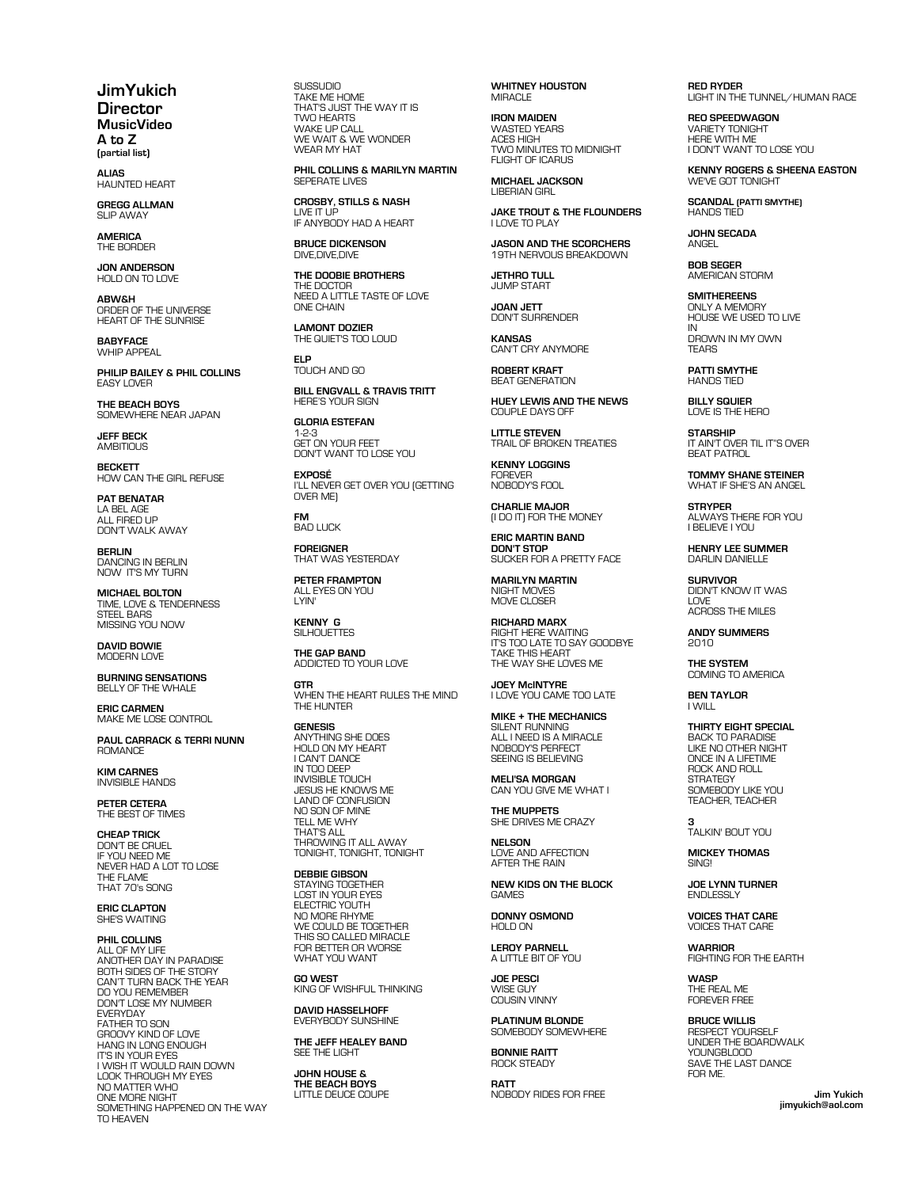# JimYukich
## Director
### MusicVideo
### A to Z
**(partial list)**

**ALIAS**
HAUNTED HEART

**GREGG ALLMAN**
SLIP AWAY

**AMERICA**
THE BORDER

**JON ANDERSON**
HOLD ON TO LOVE

**ABW&H**
ORDER OF THE UNIVERSE
HEART OF THE SUNRISE

**BABYFACE**
WHIP APPEAL

**PHILIP BAILEY & PHIL COLLINS**
EASY LOVER

**THE BEACH BOYS**
SOMEWHERE NEAR JAPAN

**JEFF BECK**
AMBITIOUS

**BECKETT**
HOW CAN THE GIRL REFUSE

**PAT BENATAR**
LA BEL AGE
ALL FIRED UP
DON'T WALK AWAY

**BERLIN**
DANCING IN BERLIN
NOW IT'S MY TURN

**MICHAEL BOLTON**
TIME, LOVE & TENDERNESS
STEEL BARS
MISSING YOU NOW

**DAVID BOWIE**
MODERN LOVE

**BURNING SENSATIONS**
BELLY OF THE WHALE

**ERIC CARMEN**
MAKE ME LOSE CONTROL

**PAUL CARRACK & TERRI NUNN**
ROMANCE

**KIM CARNES**
INVISIBLE HANDS

**PETER CETERA**
THE BEST OF TIMES

**CHEAP TRICK**
DON'T BE CRUEL
IF YOU NEED ME
NEVER HAD A LOT TO LOSE
THE FLAME
THAT 70's SONG

**ERIC CLAPTON**
SHE'S WAITING

**PHIL COLLINS**
ALL OF MY LIFE
ANOTHER DAY IN PARADISE
BOTH SIDES OF THE STORY
CAN'T TURN BACK THE YEAR
DO YOU REMEMBER
DON'T LOSE MY NUMBER
EVERYDAY
FATHER TO SON
GROOVY KIND OF LOVE
HANG IN LONG ENOUGH
IT'S IN YOUR EYES
I WISH IT WOULD RAIN DOWN
LOOK THROUGH MY EYES
NO MATTER WHO
ONE MORE NIGHT
SOMETHING HAPPENED ON THE WAY
TO HEAVEN
SUSSUDIO
TAKE ME HOME
THAT'S JUST THE WAY IT IS
TWO HEARTS
WAKE UP CALL
WE WAIT & WE WONDER
WEAR MY HAT

**PHIL COLLINS & MARILYN MARTIN**
SEPERATE LIVES

**CROSBY, STILLS & NASH**
LIVE IT UP
IF ANYBODY HAD A HEART

**BRUCE DICKENSON**
DIVE,DIVE,DIVE

**THE DOOBIE BROTHERS**
THE DOCTOR
NEED A LITTLE TASTE OF LOVE
ONE CHAIN

**LAMONT DOZIER**
THE QUIET'S TOO LOUD

**ELP**
TOUCH AND GO

**BILL ENGVALL & TRAVIS TRITT**
HERE'S YOUR SIGN

**GLORIA ESTEFAN**
1-2-3
GET ON YOUR FEET
DON'T WANT TO LOSE YOU

**EXPOSÉ**
I'LL NEVER GET OVER YOU (GETTING OVER ME)

**FM**
BAD LUCK

**FOREIGNER**
THAT WAS YESTERDAY

**PETER FRAMPTON**
ALL EYES ON YOU
LYIN'

**KENNY G**
SILHOUETTES

**THE GAP BAND**
ADDICTED TO YOUR LOVE

**GTR**
WHEN THE HEART RULES THE MIND
THE HUNTER

**GENESIS**
ANYTHING SHE DOES
HOLD ON MY HEART
I CAN'T DANCE
IN TOO DEEP
INVISIBLE TOUCH
JESUS HE KNOWS ME
LAND OF CONFUSION
NO SON OF MINE
TELL ME WHY
THAT'S ALL
THROWING IT ALL AWAY
TONIGHT, TONIGHT, TONIGHT

**DEBBIE GIBSON**
STAYING TOGETHER
LOST IN YOUR EYES
ELECTRIC YOUTH
NO MORE RHYME
WE COULD BE TOGETHER
THIS SO CALLED MIRACLE
FOR BETTER OR WORSE
WHAT YOU WANT

**GO WEST**
KING OF WISHFUL THINKING

**DAVID HASSELHOFF**
EVERYBODY SUNSHINE

**THE JEFF HEALEY BAND**
SEE THE LIGHT

**JOHN HOUSE & THE BEACH BOYS**
LITTLE DEUCE COUPE

**WHITNEY HOUSTON**
MIRACLE

**IRON MAIDEN**
WASTED YEARS
ACES HIGH
TWO MINUTES TO MIDNIGHT
FLIGHT OF ICARUS

**MICHAEL JACKSON**
LIBERIAN GIRL

**JAKE TROUT & THE FLOUNDERS**
I LOVE TO PLAY

**JASON AND THE SCORCHERS**
19TH NERVOUS BREAKDOWN

**JETHRO TULL**
JUMP START

**JOAN JETT**
DON'T SURRENDER

**KANSAS**
CAN'T CRY ANYMORE

**ROBERT KRAFT**
BEAT GENERATION

**HUEY LEWIS AND THE NEWS**
COUPLE DAYS OFF

**LITTLE STEVEN**
TRAIL OF BROKEN TREATIES

**KENNY LOGGINS**
FOREVER
NOBODY'S FOOL

**CHARLIE MAJOR**
(I DO IT) FOR THE MONEY

**ERIC MARTIN BAND**
**DON'T STOP**
SUCKER FOR A PRETTY FACE

**MARILYN MARTIN**
NIGHT MOVES
MOVE CLOSER

**RICHARD MARX**
RIGHT HERE WAITING
IT'S TOO LATE TO SAY GOODBYE
TAKE THIS HEART
THE WAY SHE LOVES ME

**JOEY McINTYRE**
I LOVE YOU CAME TOO LATE

**MIKE + THE MECHANICS**
SILENT RUNNING
ALL I NEED IS A MIRACLE
NOBODY'S PERFECT
SEEING IS BELIEVING

**MELI'SA MORGAN**
CAN YOU GIVE ME WHAT I

**THE MUPPETS**
SHE DRIVES ME CRAZY

**NELSON**
LOVE AND AFFECTION
AFTER THE RAIN

**NEW KIDS ON THE BLOCK**
GAMES

**DONNY OSMOND**
HOLD ON

**LEROY PARNELL**
A LITTLE BIT OF YOU

**JOE PESCI**
WISE GUY
COUSIN VINNY

**PLATINUM BLONDE**
SOMEBODY SOMEWHERE

**BONNIE RAITT**
ROCK STEADY

**RATT**
NOBODY RIDES FOR FREE

**RED RYDER**
LIGHT IN THE TUNNEL/HUMAN RACE

**REO SPEEDWAGON**
VARIETY TONIGHT
HERE WITH ME
I DON'T WANT TO LOSE YOU

**KENNY ROGERS & SHEENA EASTON**
WE'VE GOT TONIGHT

**SCANDAL (PATTI SMYTHE)**
HANDS TIED

**JOHN SECADA**
ANGEL

**BOB SEGER**
AMERICAN STORM

**SMITHEREENS**
ONLY A MEMORY
HOUSE WE USED TO LIVE IN
DROWN IN MY OWN TEARS

**PATTI SMYTHE**
HANDS TIED

**BILLY SQUIER**
LOVE IS THE HERO

**STARSHIP**
IT AIN'T OVER TIL IT"S OVER
BEAT PATROL

**TOMMY SHANE STEINER**
WHAT IF SHE'S AN ANGEL

**STRYPER**
ALWAYS THERE FOR YOU
I BELIEVE I YOU

**HENRY LEE SUMMER**
DARLIN DANIELLE

**SURVIVOR**
DIDN'T KNOW IT WAS LOVE
ACROSS THE MILES

**ANDY SUMMERS**
2010

**THE SYSTEM**
COMING TO AMERICA

**BEN TAYLOR**
I WILL

**THIRTY EIGHT SPECIAL**
BACK TO PARADISE
LIKE NO OTHER NIGHT
ONCE IN A LIFETIME
ROCK AND ROLL STRATEGY
SOMEBODY LIKE YOU
TEACHER, TEACHER

**3**
TALKIN' BOUT YOU

**MICKEY THOMAS**
SING!

**JOE LYNN TURNER**
ENDLESSLY

**VOICES THAT CARE**
VOICES THAT CARE

**WARRIOR**
FIGHTING FOR THE EARTH

**WASP**
THE REAL ME
FOREVER FREE

**BRUCE WILLIS**
RESPECT YOURSELF
UNDER THE BOARDWALK
YOUNGBLOOD
SAVE THE LAST DANCE FOR ME.

**Jim Yukich**
**jimyukich@aol.com**